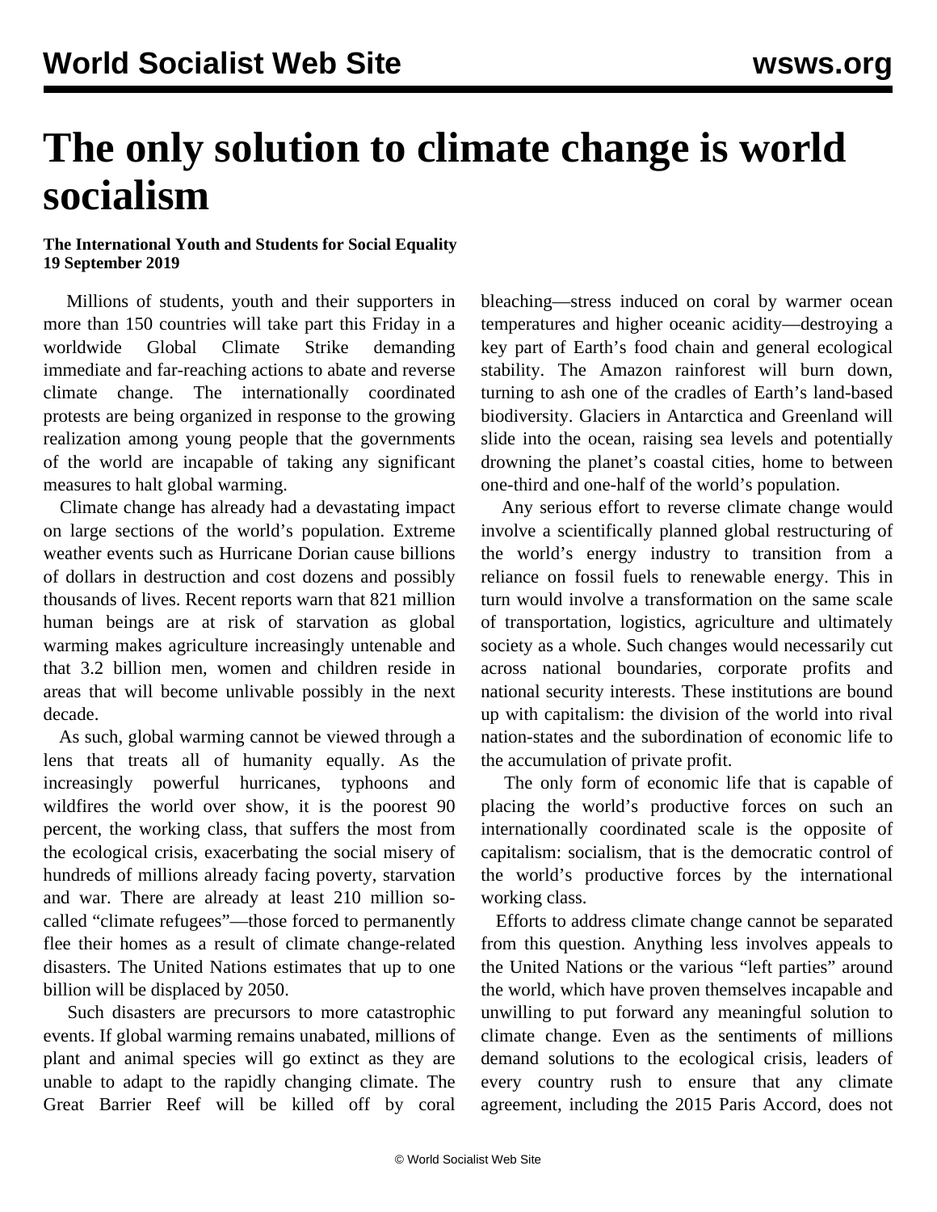# The only solution to climate change is world socialism

**The International Youth and Students for Social Equality**
**19 September 2019**

Millions of students, youth and their supporters in more than 150 countries will take part this Friday in a worldwide Global Climate Strike demanding immediate and far-reaching actions to abate and reverse climate change. The internationally coordinated protests are being organized in response to the growing realization among young people that the governments of the world are incapable of taking any significant measures to halt global warming.

Climate change has already had a devastating impact on large sections of the world's population. Extreme weather events such as Hurricane Dorian cause billions of dollars in destruction and cost dozens and possibly thousands of lives. Recent reports warn that 821 million human beings are at risk of starvation as global warming makes agriculture increasingly untenable and that 3.2 billion men, women and children reside in areas that will become unlivable possibly in the next decade.

As such, global warming cannot be viewed through a lens that treats all of humanity equally. As the increasingly powerful hurricanes, typhoons and wildfires the world over show, it is the poorest 90 percent, the working class, that suffers the most from the ecological crisis, exacerbating the social misery of hundreds of millions already facing poverty, starvation and war. There are already at least 210 million so-called "climate refugees"—those forced to permanently flee their homes as a result of climate change-related disasters. The United Nations estimates that up to one billion will be displaced by 2050.

Such disasters are precursors to more catastrophic events. If global warming remains unabated, millions of plant and animal species will go extinct as they are unable to adapt to the rapidly changing climate. The Great Barrier Reef will be killed off by coral bleaching—stress induced on coral by warmer ocean temperatures and higher oceanic acidity—destroying a key part of Earth's food chain and general ecological stability. The Amazon rainforest will burn down, turning to ash one of the cradles of Earth's land-based biodiversity. Glaciers in Antarctica and Greenland will slide into the ocean, raising sea levels and potentially drowning the planet's coastal cities, home to between one-third and one-half of the world's population.

Any serious effort to reverse climate change would involve a scientifically planned global restructuring of the world's energy industry to transition from a reliance on fossil fuels to renewable energy. This in turn would involve a transformation on the same scale of transportation, logistics, agriculture and ultimately society as a whole. Such changes would necessarily cut across national boundaries, corporate profits and national security interests. These institutions are bound up with capitalism: the division of the world into rival nation-states and the subordination of economic life to the accumulation of private profit.

The only form of economic life that is capable of placing the world's productive forces on such an internationally coordinated scale is the opposite of capitalism: socialism, that is the democratic control of the world's productive forces by the international working class.

Efforts to address climate change cannot be separated from this question. Anything less involves appeals to the United Nations or the various "left parties" around the world, which have proven themselves incapable and unwilling to put forward any meaningful solution to climate change. Even as the sentiments of millions demand solutions to the ecological crisis, leaders of every country rush to ensure that any climate agreement, including the 2015 Paris Accord, does not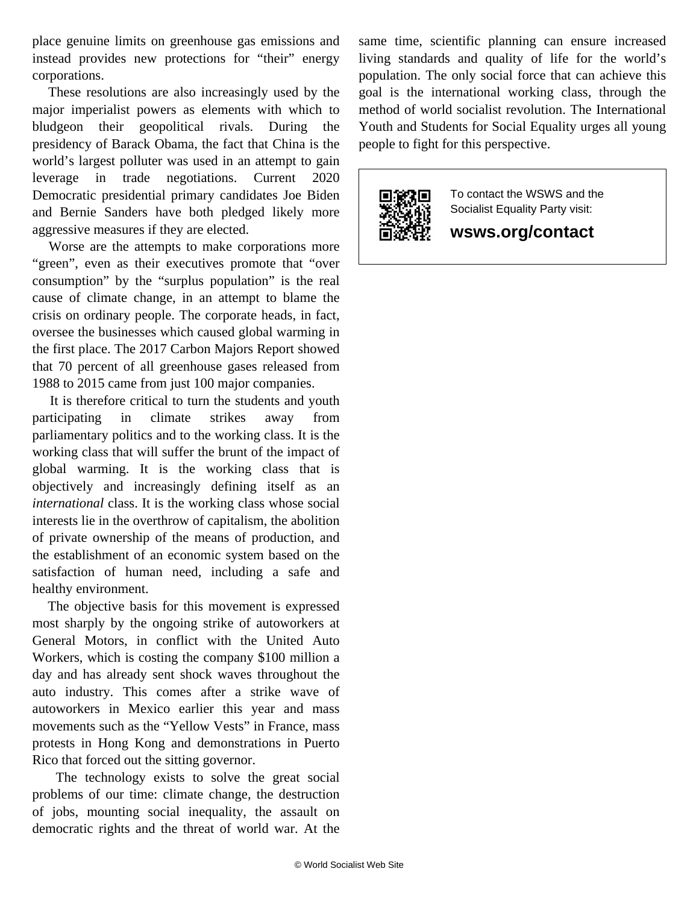place genuine limits on greenhouse gas emissions and instead provides new protections for "their" energy corporations.

These resolutions are also increasingly used by the major imperialist powers as elements with which to bludgeon their geopolitical rivals. During the presidency of Barack Obama, the fact that China is the world's largest polluter was used in an attempt to gain leverage in trade negotiations. Current 2020 Democratic presidential primary candidates Joe Biden and Bernie Sanders have both pledged likely more aggressive measures if they are elected.

Worse are the attempts to make corporations more "green", even as their executives promote that "over consumption" by the "surplus population" is the real cause of climate change, in an attempt to blame the crisis on ordinary people. The corporate heads, in fact, oversee the businesses which caused global warming in the first place. The 2017 Carbon Majors Report showed that 70 percent of all greenhouse gases released from 1988 to 2015 came from just 100 major companies.

It is therefore critical to turn the students and youth participating in climate strikes away from parliamentary politics and to the working class. It is the working class that will suffer the brunt of the impact of global warming. It is the working class that is objectively and increasingly defining itself as an *international* class. It is the working class whose social interests lie in the overthrow of capitalism, the abolition of private ownership of the means of production, and the establishment of an economic system based on the satisfaction of human need, including a safe and healthy environment.

The objective basis for this movement is expressed most sharply by the ongoing strike of autoworkers at General Motors, in conflict with the United Auto Workers, which is costing the company $100 million a day and has already sent shock waves throughout the auto industry. This comes after a strike wave of autoworkers in Mexico earlier this year and mass movements such as the "Yellow Vests" in France, mass protests in Hong Kong and demonstrations in Puerto Rico that forced out the sitting governor.

The technology exists to solve the great social problems of our time: climate change, the destruction of jobs, mounting social inequality, the assault on democratic rights and the threat of world war. At the same time, scientific planning can ensure increased living standards and quality of life for the world's population. The only social force that can achieve this goal is the international working class, through the method of world socialist revolution. The International Youth and Students for Social Equality urges all young people to fight for this perspective.

To contact the WSWS and the Socialist Equality Party visit:

**wsws.org/contact**